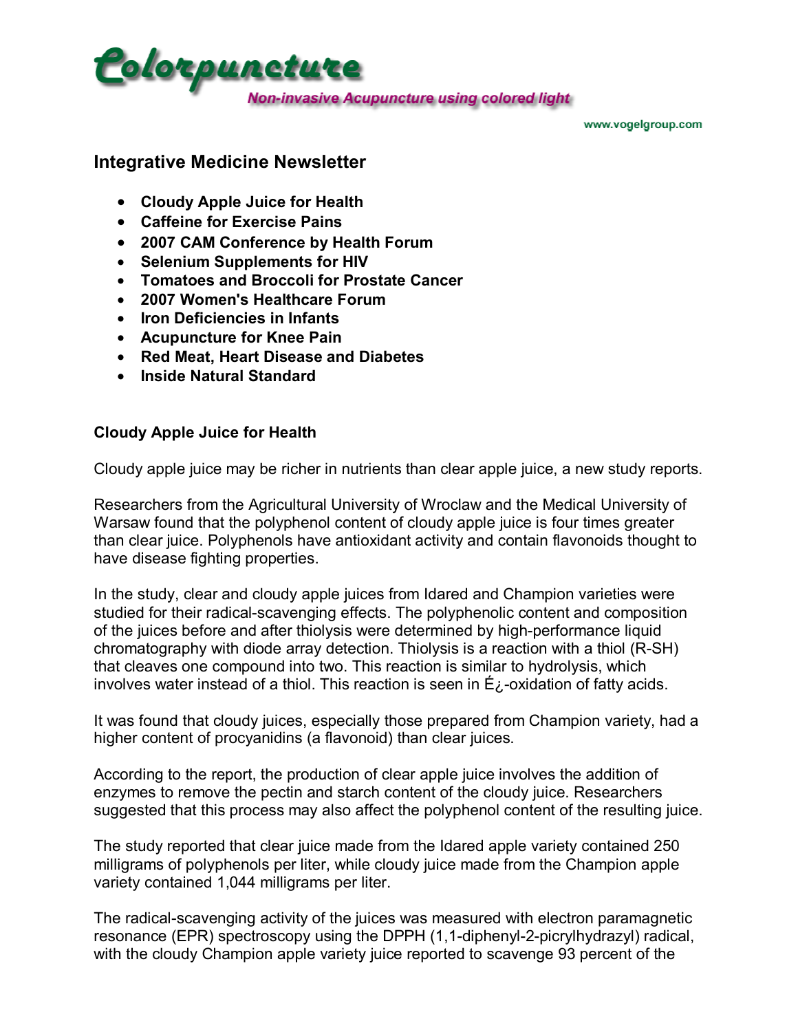# Colorpuncture

*Non-invasive Acupuncture using colored light*

www.vogelgroup.com

## Integrative Medicine Newsletter

- **Cloudy Apple Juice for Health**
- **Caffeine for Exercise Pains**
- **2007 CAM Conference by Health Forum**
- **Selenium Supplements for HIV**
- **Tomatoes and Broccoli for Prostate Cancer**
- **2007 Women's Healthcare Forum**
- **Iron Deficiencies in Infants**
- **Acupuncture for Knee Pain**
- **Red Meat, Heart Disease and Diabetes**
- **Inside Natural Standard**

### Cloudy Apple Juice for Health

Cloudy apple juice may be richer in nutrients than clear apple juice, a new study reports.

Researchers from the Agricultural University of Wroclaw and the Medical University of Warsaw found that the polyphenol content of cloudy apple juice is four times greater than clear juice. Polyphenols have antioxidant activity and contain flavonoids thought to have disease fighting properties.

In the study, clear and cloudy apple juices from Idared and Champion varieties were studied for their radical-scavenging effects. The polyphenolic content and composition of the juices before and after thiolysis were determined by high-performance liquid chromatography with diode array detection. Thiolysis is a reaction with a thiol (R-SH) that cleaves one compound into two. This reaction is similar to hydrolysis, which involves water instead of a thiol. This reaction is seen in É¿-oxidation of fatty acids.

It was found that cloudy juices, especially those prepared from Champion variety, had a higher content of procyanidins (a flavonoid) than clear juices.

According to the report, the production of clear apple juice involves the addition of enzymes to remove the pectin and starch content of the cloudy juice. Researchers suggested that this process may also affect the polyphenol content of the resulting juice.

The study reported that clear juice made from the Idared apple variety contained 250 milligrams of polyphenols per liter, while cloudy juice made from the Champion apple variety contained 1,044 milligrams per liter.

The radical-scavenging activity of the juices was measured with electron paramagnetic resonance (EPR) spectroscopy using the DPPH (1,1-diphenyl-2-picrylhydrazyl) radical, with the cloudy Champion apple variety juice reported to scavenge 93 percent of the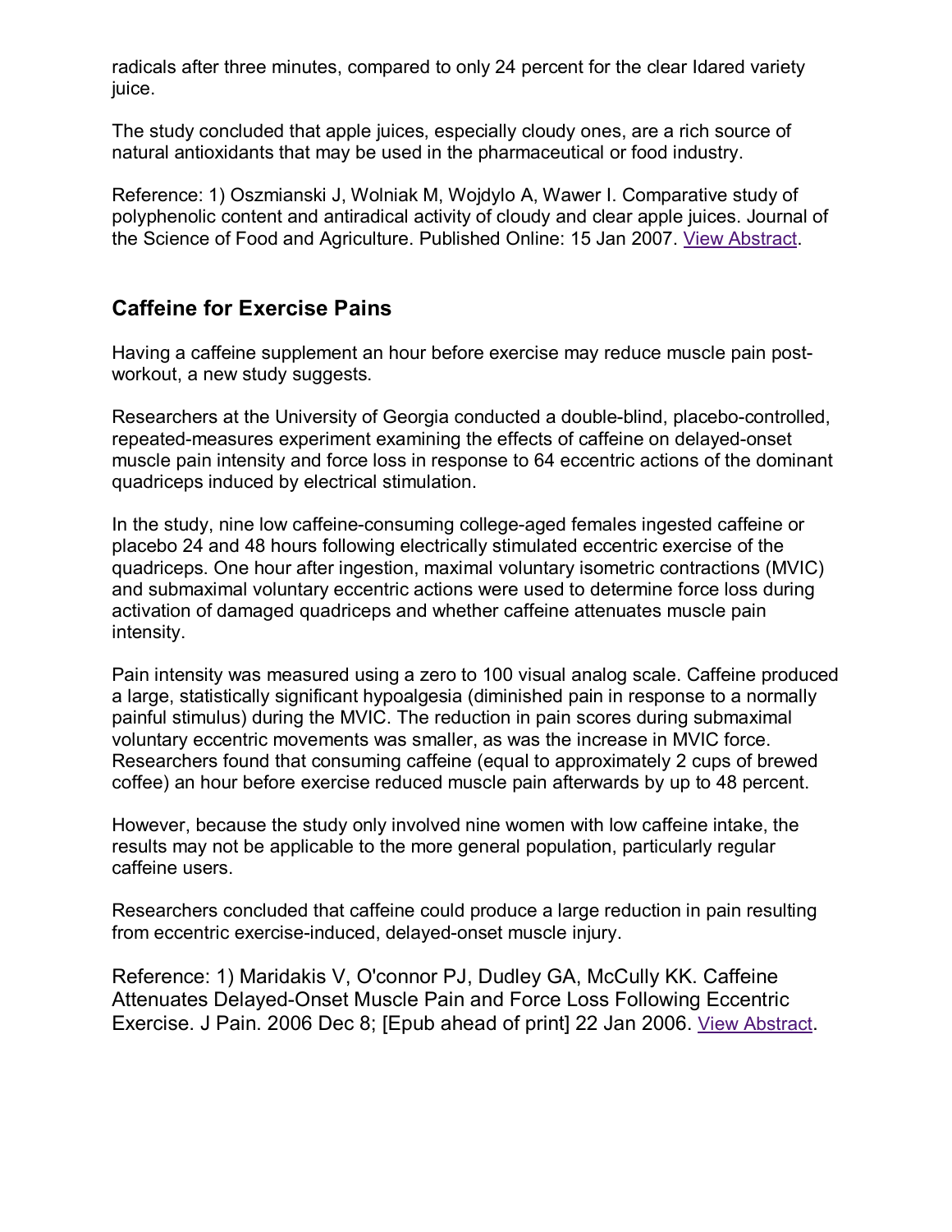radicals after three minutes, compared to only 24 percent for the clear Idared variety juice.

The study concluded that apple juices, especially cloudy ones, are a rich source of natural antioxidants that may be used in the pharmaceutical or food industry.

Reference: 1) Oszmianski J, Wolniak M, Wojdylo A, Wawer I. Comparative study of polyphenolic content and antiradical activity of cloudy and clear apple juices. Journal of the Science of Food and Agriculture. Published Online: 15 Jan 2007. View Abstract.

## Caffeine for Exercise Pains

Having a caffeine supplement an hour before exercise may reduce muscle pain post-workout, a new study suggests.

Researchers at the University of Georgia conducted a double-blind, placebo-controlled, repeated-measures experiment examining the effects of caffeine on delayed-onset muscle pain intensity and force loss in response to 64 eccentric actions of the dominant quadriceps induced by electrical stimulation.

In the study, nine low caffeine-consuming college-aged females ingested caffeine or placebo 24 and 48 hours following electrically stimulated eccentric exercise of the quadriceps. One hour after ingestion, maximal voluntary isometric contractions (MVIC) and submaximal voluntary eccentric actions were used to determine force loss during activation of damaged quadriceps and whether caffeine attenuates muscle pain intensity.

Pain intensity was measured using a zero to 100 visual analog scale. Caffeine produced a large, statistically significant hypoalgesia (diminished pain in response to a normally painful stimulus) during the MVIC. The reduction in pain scores during submaximal voluntary eccentric movements was smaller, as was the increase in MVIC force. Researchers found that consuming caffeine (equal to approximately 2 cups of brewed coffee) an hour before exercise reduced muscle pain afterwards by up to 48 percent.

However, because the study only involved nine women with low caffeine intake, the results may not be applicable to the more general population, particularly regular caffeine users.

Researchers concluded that caffeine could produce a large reduction in pain resulting from eccentric exercise-induced, delayed-onset muscle injury.

Reference: 1) Maridakis V, O'connor PJ, Dudley GA, McCully KK. Caffeine Attenuates Delayed-Onset Muscle Pain and Force Loss Following Eccentric Exercise. J Pain. 2006 Dec 8; [Epub ahead of print] 22 Jan 2006. View Abstract.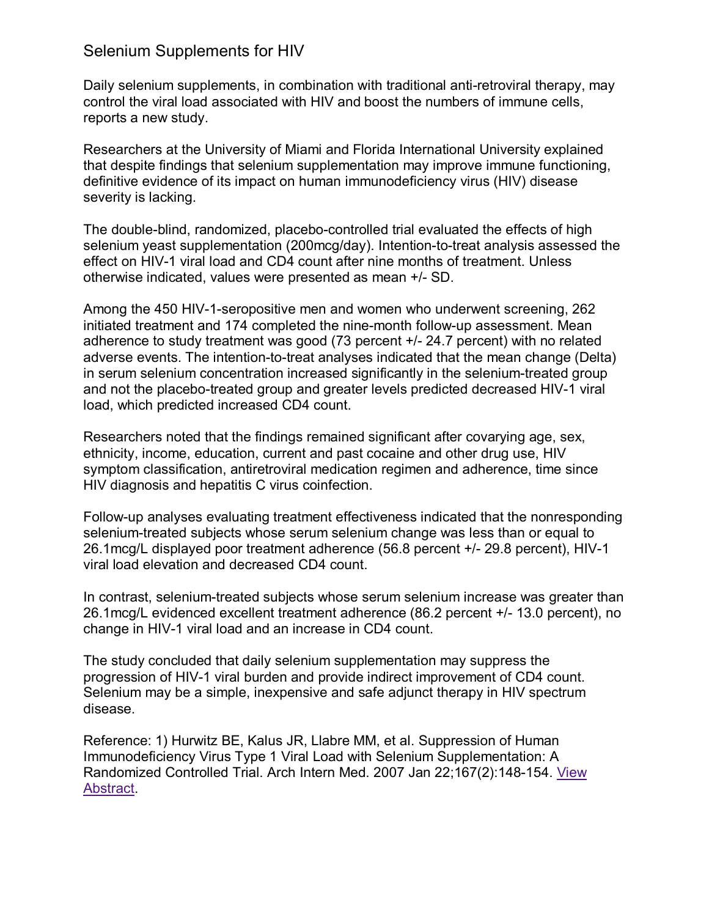# Selenium Supplements for HIV

Daily selenium supplements, in combination with traditional anti-retroviral therapy, may control the viral load associated with HIV and boost the numbers of immune cells, reports a new study.

Researchers at the University of Miami and Florida International University explained that despite findings that selenium supplementation may improve immune functioning, definitive evidence of its impact on human immunodeficiency virus (HIV) disease severity is lacking.

The double-blind, randomized, placebo-controlled trial evaluated the effects of high selenium yeast supplementation (200mcg/day). Intention-to-treat analysis assessed the effect on HIV-1 viral load and CD4 count after nine months of treatment. Unless otherwise indicated, values were presented as mean +/- SD.

Among the 450 HIV-1-seropositive men and women who underwent screening, 262 initiated treatment and 174 completed the nine-month follow-up assessment. Mean adherence to study treatment was good (73 percent +/- 24.7 percent) with no related adverse events. The intention-to-treat analyses indicated that the mean change (Delta) in serum selenium concentration increased significantly in the selenium-treated group and not the placebo-treated group and greater levels predicted decreased HIV-1 viral load, which predicted increased CD4 count.

Researchers noted that the findings remained significant after covarying age, sex, ethnicity, income, education, current and past cocaine and other drug use, HIV symptom classification, antiretroviral medication regimen and adherence, time since HIV diagnosis and hepatitis C virus coinfection.

Follow-up analyses evaluating treatment effectiveness indicated that the nonresponding selenium-treated subjects whose serum selenium change was less than or equal to 26.1mcg/L displayed poor treatment adherence (56.8 percent +/- 29.8 percent), HIV-1 viral load elevation and decreased CD4 count.

In contrast, selenium-treated subjects whose serum selenium increase was greater than 26.1mcg/L evidenced excellent treatment adherence (86.2 percent +/- 13.0 percent), no change in HIV-1 viral load and an increase in CD4 count.

The study concluded that daily selenium supplementation may suppress the progression of HIV-1 viral burden and provide indirect improvement of CD4 count. Selenium may be a simple, inexpensive and safe adjunct therapy in HIV spectrum disease.

Reference: 1) Hurwitz BE, Kalus JR, Llabre MM, et al. Suppression of Human Immunodeficiency Virus Type 1 Viral Load with Selenium Supplementation: A Randomized Controlled Trial. Arch Intern Med. 2007 Jan 22;167(2):148-154. View Abstract.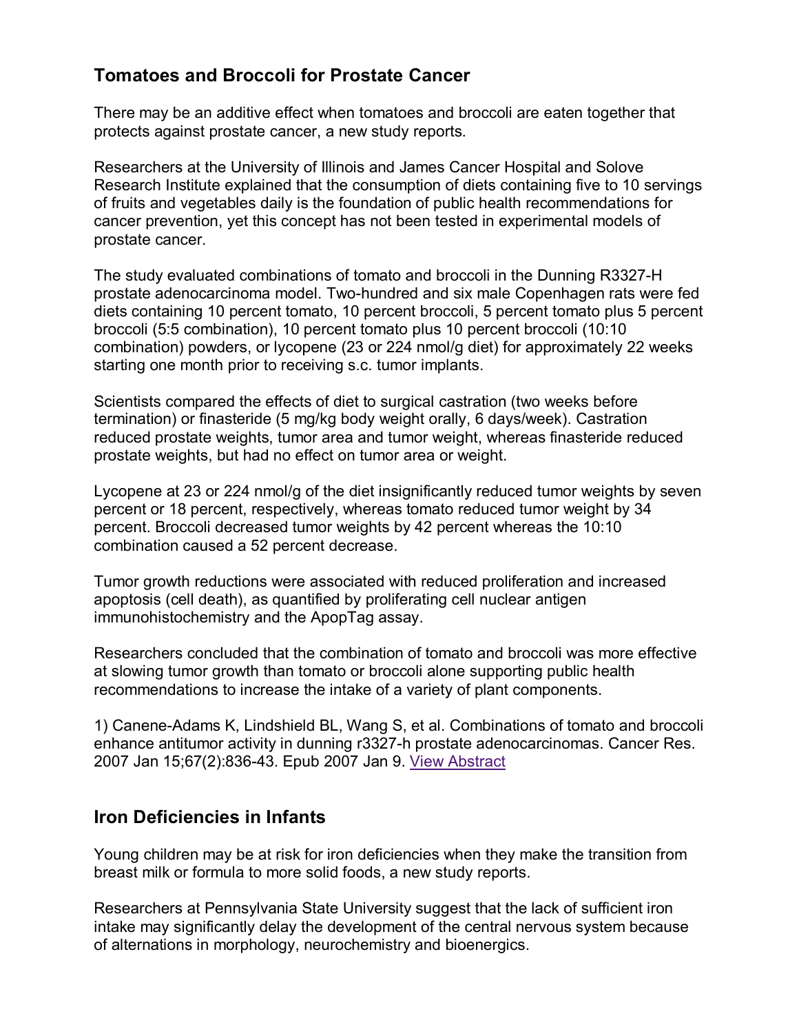## Tomatoes and Broccoli for Prostate Cancer

There may be an additive effect when tomatoes and broccoli are eaten together that protects against prostate cancer, a new study reports.

Researchers at the University of Illinois and James Cancer Hospital and Solove Research Institute explained that the consumption of diets containing five to 10 servings of fruits and vegetables daily is the foundation of public health recommendations for cancer prevention, yet this concept has not been tested in experimental models of prostate cancer.

The study evaluated combinations of tomato and broccoli in the Dunning R3327-H prostate adenocarcinoma model. Two-hundred and six male Copenhagen rats were fed diets containing 10 percent tomato, 10 percent broccoli, 5 percent tomato plus 5 percent broccoli (5:5 combination), 10 percent tomato plus 10 percent broccoli (10:10 combination) powders, or lycopene (23 or 224 nmol/g diet) for approximately 22 weeks starting one month prior to receiving s.c. tumor implants.

Scientists compared the effects of diet to surgical castration (two weeks before termination) or finasteride (5 mg/kg body weight orally, 6 days/week). Castration reduced prostate weights, tumor area and tumor weight, whereas finasteride reduced prostate weights, but had no effect on tumor area or weight.

Lycopene at 23 or 224 nmol/g of the diet insignificantly reduced tumor weights by seven percent or 18 percent, respectively, whereas tomato reduced tumor weight by 34 percent. Broccoli decreased tumor weights by 42 percent whereas the 10:10 combination caused a 52 percent decrease.

Tumor growth reductions were associated with reduced proliferation and increased apoptosis (cell death), as quantified by proliferating cell nuclear antigen immunohistochemistry and the ApopTag assay.

Researchers concluded that the combination of tomato and broccoli was more effective at slowing tumor growth than tomato or broccoli alone supporting public health recommendations to increase the intake of a variety of plant components.

1) Canene-Adams K, Lindshield BL, Wang S, et al. Combinations of tomato and broccoli enhance antitumor activity in dunning r3327-h prostate adenocarcinomas. Cancer Res. 2007 Jan 15;67(2):836-43. Epub 2007 Jan 9. View Abstract

## Iron Deficiencies in Infants

Young children may be at risk for iron deficiencies when they make the transition from breast milk or formula to more solid foods, a new study reports.

Researchers at Pennsylvania State University suggest that the lack of sufficient iron intake may significantly delay the development of the central nervous system because of alternations in morphology, neurochemistry and bioenergics.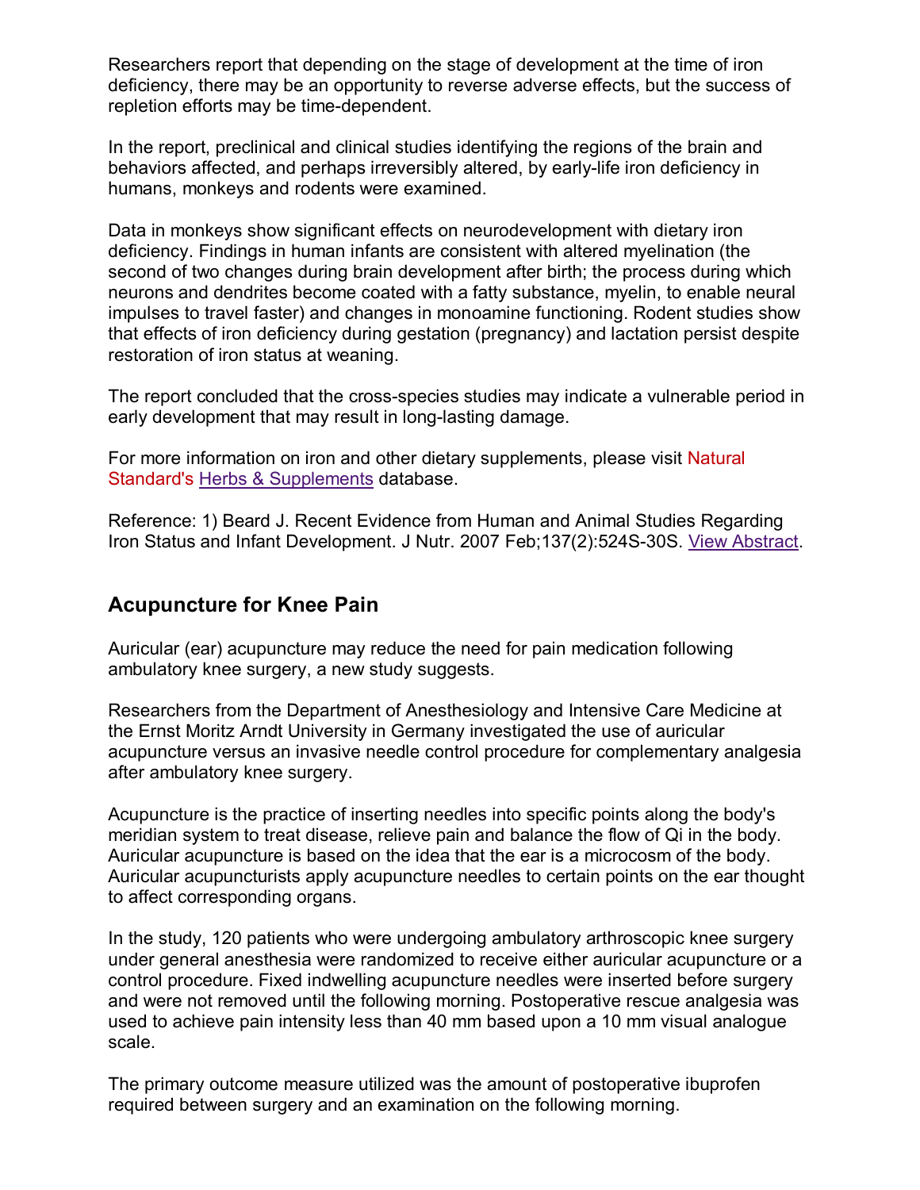Researchers report that depending on the stage of development at the time of iron deficiency, there may be an opportunity to reverse adverse effects, but the success of repletion efforts may be time-dependent.

In the report, preclinical and clinical studies identifying the regions of the brain and behaviors affected, and perhaps irreversibly altered, by early-life iron deficiency in humans, monkeys and rodents were examined.

Data in monkeys show significant effects on neurodevelopment with dietary iron deficiency. Findings in human infants are consistent with altered myelination (the second of two changes during brain development after birth; the process during which neurons and dendrites become coated with a fatty substance, myelin, to enable neural impulses to travel faster) and changes in monoamine functioning. Rodent studies show that effects of iron deficiency during gestation (pregnancy) and lactation persist despite restoration of iron status at weaning.

The report concluded that the cross-species studies may indicate a vulnerable period in early development that may result in long-lasting damage.

For more information on iron and other dietary supplements, please visit Natural Standard's Herbs & Supplements database.

Reference: 1) Beard J. Recent Evidence from Human and Animal Studies Regarding Iron Status and Infant Development. J Nutr. 2007 Feb;137(2):524S-30S. View Abstract.

## Acupuncture for Knee Pain

Auricular (ear) acupuncture may reduce the need for pain medication following ambulatory knee surgery, a new study suggests.

Researchers from the Department of Anesthesiology and Intensive Care Medicine at the Ernst Moritz Arndt University in Germany investigated the use of auricular acupuncture versus an invasive needle control procedure for complementary analgesia after ambulatory knee surgery.

Acupuncture is the practice of inserting needles into specific points along the body's meridian system to treat disease, relieve pain and balance the flow of Qi in the body. Auricular acupuncture is based on the idea that the ear is a microcosm of the body. Auricular acupuncturists apply acupuncture needles to certain points on the ear thought to affect corresponding organs.

In the study, 120 patients who were undergoing ambulatory arthroscopic knee surgery under general anesthesia were randomized to receive either auricular acupuncture or a control procedure. Fixed indwelling acupuncture needles were inserted before surgery and were not removed until the following morning. Postoperative rescue analgesia was used to achieve pain intensity less than 40 mm based upon a 10 mm visual analogue scale.

The primary outcome measure utilized was the amount of postoperative ibuprofen required between surgery and an examination on the following morning.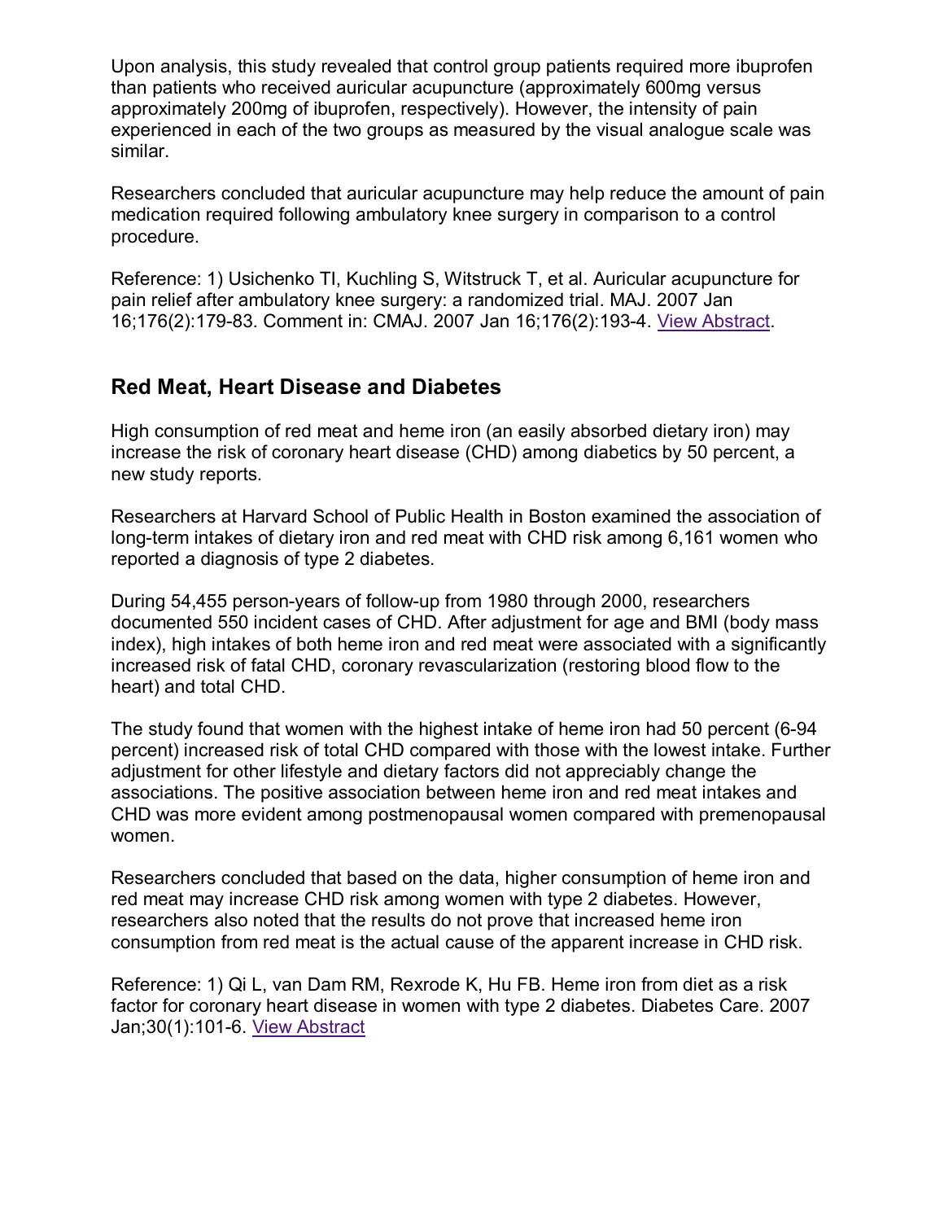Upon analysis, this study revealed that control group patients required more ibuprofen than patients who received auricular acupuncture (approximately 600mg versus approximately 200mg of ibuprofen, respectively). However, the intensity of pain experienced in each of the two groups as measured by the visual analogue scale was similar.

Researchers concluded that auricular acupuncture may help reduce the amount of pain medication required following ambulatory knee surgery in comparison to a control procedure.

Reference: 1) Usichenko TI, Kuchling S, Witstruck T, et al. Auricular acupuncture for pain relief after ambulatory knee surgery: a randomized trial. MAJ. 2007 Jan 16;176(2):179-83. Comment in: CMAJ. 2007 Jan 16;176(2):193-4. View Abstract.

## Red Meat, Heart Disease and Diabetes

High consumption of red meat and heme iron (an easily absorbed dietary iron) may increase the risk of coronary heart disease (CHD) among diabetics by 50 percent, a new study reports.

Researchers at Harvard School of Public Health in Boston examined the association of long-term intakes of dietary iron and red meat with CHD risk among 6,161 women who reported a diagnosis of type 2 diabetes.

During 54,455 person-years of follow-up from 1980 through 2000, researchers documented 550 incident cases of CHD. After adjustment for age and BMI (body mass index), high intakes of both heme iron and red meat were associated with a significantly increased risk of fatal CHD, coronary revascularization (restoring blood flow to the heart) and total CHD.

The study found that women with the highest intake of heme iron had 50 percent (6-94 percent) increased risk of total CHD compared with those with the lowest intake. Further adjustment for other lifestyle and dietary factors did not appreciably change the associations. The positive association between heme iron and red meat intakes and CHD was more evident among postmenopausal women compared with premenopausal women.

Researchers concluded that based on the data, higher consumption of heme iron and red meat may increase CHD risk among women with type 2 diabetes. However, researchers also noted that the results do not prove that increased heme iron consumption from red meat is the actual cause of the apparent increase in CHD risk.

Reference: 1) Qi L, van Dam RM, Rexrode K, Hu FB. Heme iron from diet as a risk factor for coronary heart disease in women with type 2 diabetes. Diabetes Care. 2007 Jan;30(1):101-6. View Abstract